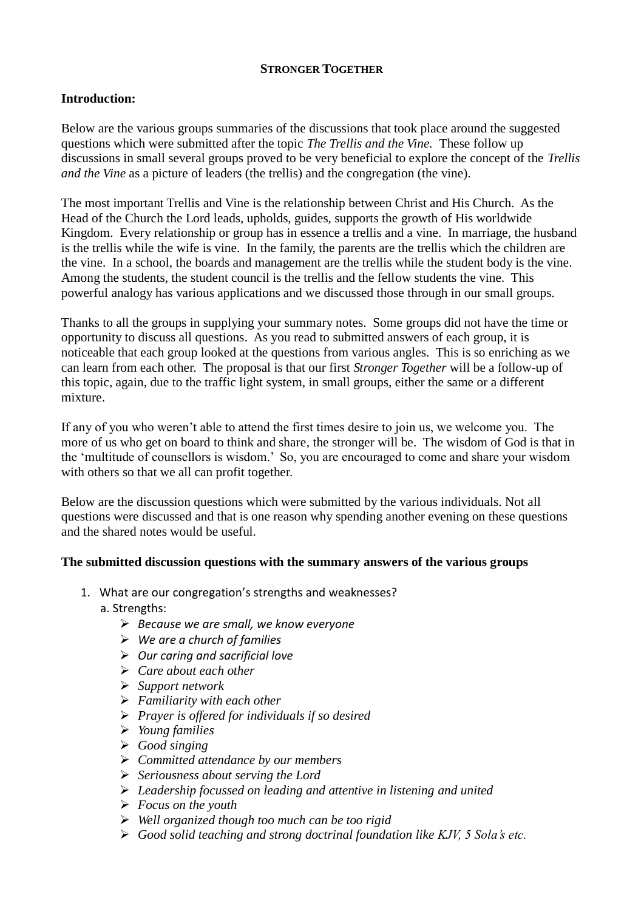**STRONGER TOGETHER**

**Introduction:**

Below are the various groups summaries of the discussions that took place around the suggested questions which were submitted after the topic *The Trellis and the Vine.* These follow up discussions in small several groups proved to be very beneficial to explore the concept of the *Trellis and the Vine* as a picture of leaders (the trellis) and the congregation (the vine).

The most important Trellis and Vine is the relationship between Christ and His Church. As the Head of the Church the Lord leads, upholds, guides, supports the growth of His worldwide Kingdom. Every relationship or group has in essence a trellis and a vine. In marriage, the husband is the trellis while the wife is vine. In the family, the parents are the trellis which the children are the vine. In a school, the boards and management are the trellis while the student body is the vine. Among the students, the student council is the trellis and the fellow students the vine. This powerful analogy has various applications and we discussed those through in our small groups.

Thanks to all the groups in supplying your summary notes. Some groups did not have the time or opportunity to discuss all questions. As you read to submitted answers of each group, it is noticeable that each group looked at the questions from various angles. This is so enriching as we can learn from each other. The proposal is that our first *Stronger Together* will be a follow-up of this topic, again, due to the traffic light system, in small groups, either the same or a different mixture.

If any of you who weren't able to attend the first times desire to join us, we welcome you. The more of us who get on board to think and share, the stronger will be. The wisdom of God is that in the 'multitude of counsellors is wisdom.' So, you are encouraged to come and share your wisdom with others so that we all can profit together.

Below are the discussion questions which were submitted by the various individuals. Not all questions were discussed and that is one reason why spending another evening on these questions and the shared notes would be useful.

**The submitted discussion questions with the summary answers of the various groups**

1. What are our congregation's strengths and weaknesses?
   a. Strengths:
      - *Because we are small, we know everyone*
      - *We are a church of families*
      - *Our caring and sacrificial love*
      - *Care about each other*
      - *Support network*
      - *Familiarity with each other*
      - *Prayer is offered for individuals if so desired*
      - *Young families*
      - *Good singing*
      - *Committed attendance by our members*
      - *Seriousness about serving the Lord*
      - *Leadership focussed on leading and attentive in listening and united*
      - *Focus on the youth*
      - *Well organized though too much can be too rigid*
      - *Good solid teaching and strong doctrinal foundation like KJV, 5 Sola's etc.*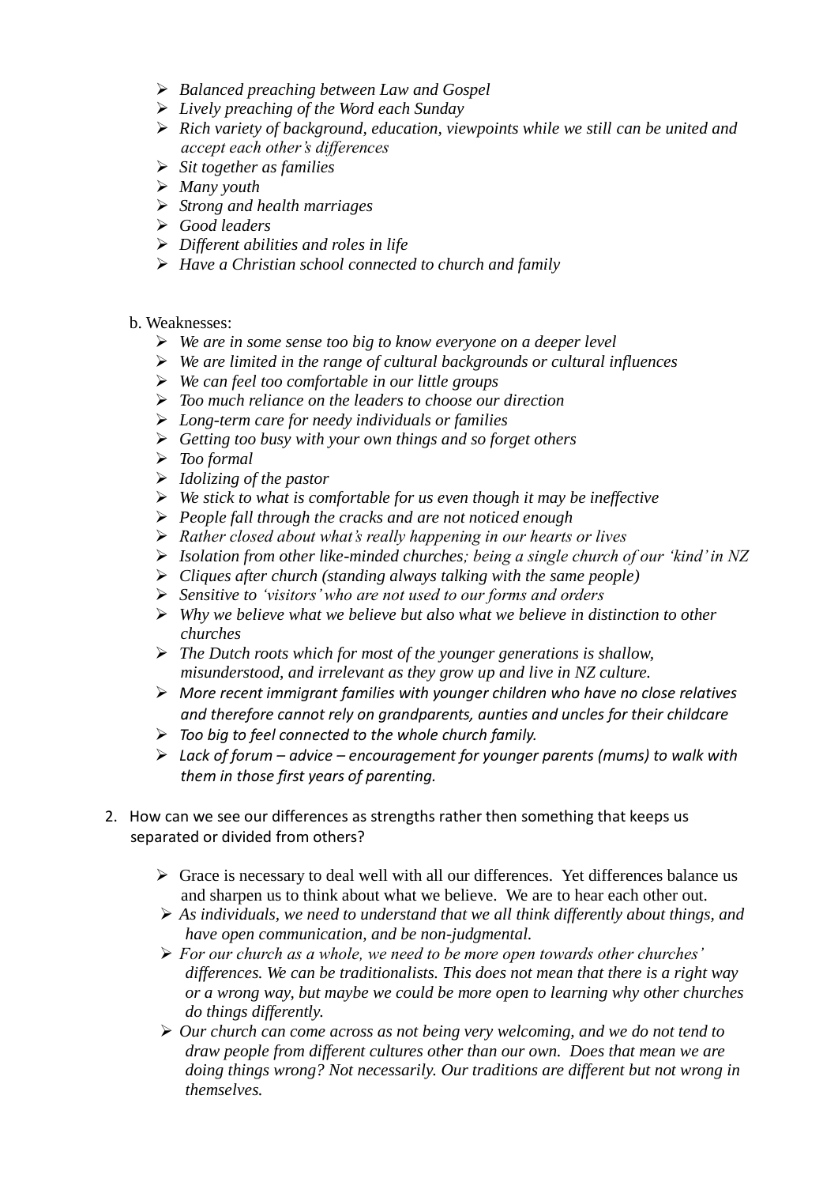- *Balanced preaching between Law and Gospel*
- *Lively preaching of the Word each Sunday*
- *Rich variety of background, education, viewpoints while we still can be united and accept each other's differences*
- *Sit together as families*
- *Many youth*
- *Strong and health marriages*
- *Good leaders*
- *Different abilities and roles in life*
- *Have a Christian school connected to church and family*

b. Weaknesses:

- *We are in some sense too big to know everyone on a deeper level*
- *We are limited in the range of cultural backgrounds or cultural influences*
- *We can feel too comfortable in our little groups*
- *Too much reliance on the leaders to choose our direction*
- *Long-term care for needy individuals or families*
- *Getting too busy with your own things and so forget others*
- *Too formal*
- *Idolizing of the pastor*
- *We stick to what is comfortable for us even though it may be ineffective*
- *People fall through the cracks and are not noticed enough*
- *Rather closed about what's really happening in our hearts or lives*
- *Isolation from other like-minded churches; being a single church of our 'kind' in NZ*
- *Cliques after church (standing always talking with the same people)*
- *Sensitive to 'visitors' who are not used to our forms and orders*
- *Why we believe what we believe but also what we believe in distinction to other churches*
- *The Dutch roots which for most of the younger generations is shallow, misunderstood, and irrelevant as they grow up and live in NZ culture.*
- *More recent immigrant families with younger children who have no close relatives and therefore cannot rely on grandparents, aunties and uncles for their childcare*
- *Too big to feel connected to the whole church family.*
- *Lack of forum – advice – encouragement for younger parents (mums) to walk with them in those first years of parenting.*

2. How can we see our differences as strengths rather then something that keeps us separated or divided from others?

   - Grace is necessary to deal well with all our differences. Yet differences balance us and sharpen us to think about what we believe. We are to hear each other out.
   - *As individuals, we need to understand that we all think differently about things, and have open communication, and be non-judgmental.*
   - *For our church as a whole, we need to be more open towards other churches' differences. We can be traditionalists. This does not mean that there is a right way or a wrong way, but maybe we could be more open to learning why other churches do things differently.*
   - *Our church can come across as not being very welcoming, and we do not tend to draw people from different cultures other than our own. Does that mean we are doing things wrong? Not necessarily. Our traditions are different but not wrong in themselves.*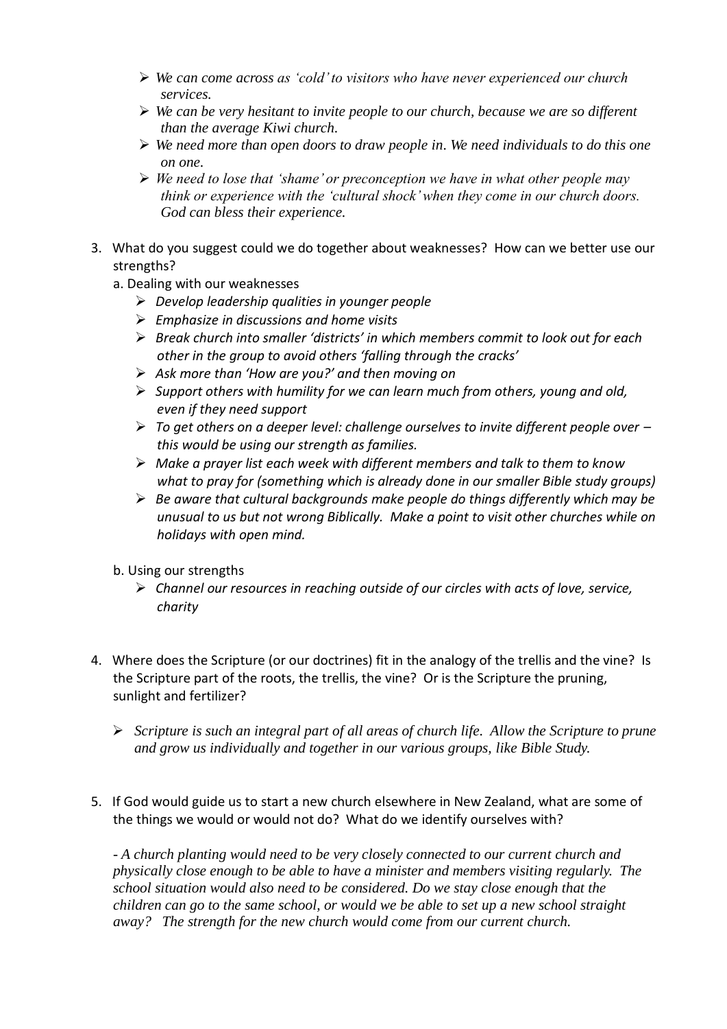- *We can come across as 'cold' to visitors who have never experienced our church services.*
- *We can be very hesitant to invite people to our church, because we are so different than the average Kiwi church.*
- *We need more than open doors to draw people in. We need individuals to do this one on one.*
- *We need to lose that 'shame' or preconception we have in what other people may think or experience with the 'cultural shock' when they come in our church doors. God can bless their experience.*

3. What do you suggest could we do together about weaknesses? How can we better use our strengths?

   a. Dealing with our weaknesses

   - *Develop leadership qualities in younger people*
   - *Emphasize in discussions and home visits*
   - *Break church into smaller 'districts' in which members commit to look out for each other in the group to avoid others 'falling through the cracks'*
   - *Ask more than 'How are you?' and then moving on*
   - *Support others with humility for we can learn much from others, young and old, even if they need support*
   - *To get others on a deeper level: challenge ourselves to invite different people over – this would be using our strength as families.*
   - *Make a prayer list each week with different members and talk to them to know what to pray for (something which is already done in our smaller Bible study groups)*
   - *Be aware that cultural backgrounds make people do things differently which may be unusual to us but not wrong Biblically. Make a point to visit other churches while on holidays with open mind.*

   b. Using our strengths

   - *Channel our resources in reaching outside of our circles with acts of love, service, charity*

4. Where does the Scripture (or our doctrines) fit in the analogy of the trellis and the vine? Is the Scripture part of the roots, the trellis, the vine? Or is the Scripture the pruning, sunlight and fertilizer?

   - *Scripture is such an integral part of all areas of church life. Allow the Scripture to prune and grow us individually and together in our various groups, like Bible Study.*

5. If God would guide us to start a new church elsewhere in New Zealand, what are some of the things we would or would not do? What do we identify ourselves with?

   *- A church planting would need to be very closely connected to our current church and physically close enough to be able to have a minister and members visiting regularly. The school situation would also need to be considered. Do we stay close enough that the children can go to the same school, or would we be able to set up a new school straight away? The strength for the new church would come from our current church.*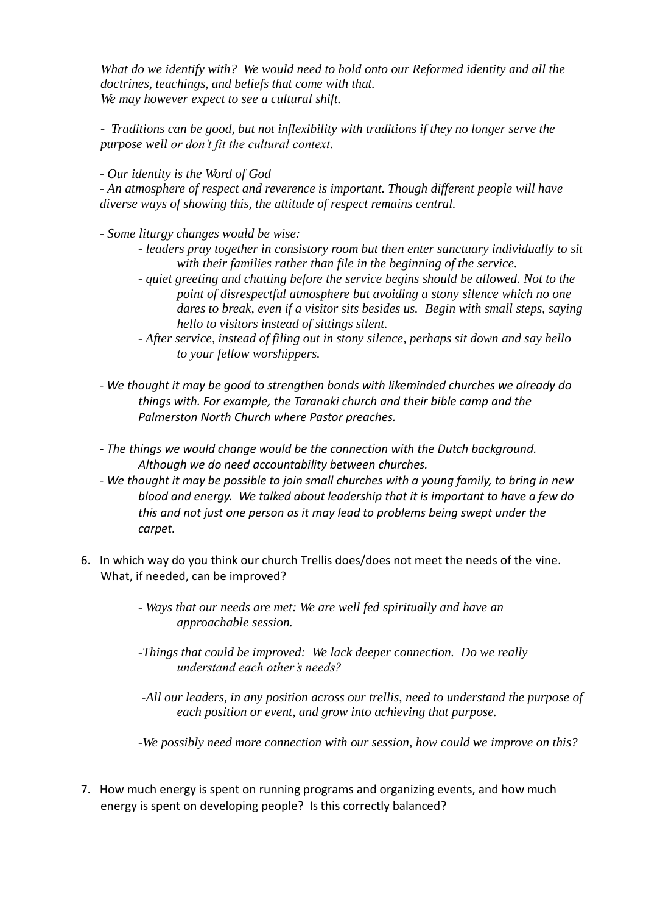*What do we identify with? We would need to hold onto our Reformed identity and all the doctrines, teachings, and beliefs that come with that.*
*We may however expect to see a cultural shift.*

*- Traditions can be good, but not inflexibility with traditions if they no longer serve the purpose well or don't fit the cultural context.*

*- Our identity is the Word of God*
*- An atmosphere of respect and reverence is important. Though different people will have diverse ways of showing this, the attitude of respect remains central.*

*- Some liturgy changes would be wise:*
  - *leaders pray together in consistory room but then enter sanctuary individually to sit with their families rather than file in the beginning of the service.*
  - *quiet greeting and chatting before the service begins should be allowed. Not to the point of disrespectful atmosphere but avoiding a stony silence which no one dares to break, even if a visitor sits besides us. Begin with small steps, saying hello to visitors instead of sittings silent.*
  - *After service, instead of filing out in stony silence, perhaps sit down and say hello to your fellow worshippers.*

*- We thought it may be good to strengthen bonds with likeminded churches we already do things with. For example, the Taranaki church and their bible camp and the Palmerston North Church where Pastor preaches.*

*- The things we would change would be the connection with the Dutch background. Although we do need accountability between churches.*
*- We thought it may be possible to join small churches with a young family, to bring in new blood and energy. We talked about leadership that it is important to have a few do this and not just one person as it may lead to problems being swept under the carpet.*

6. In which way do you think our church Trellis does/does not meet the needs of the vine. What, if needed, can be improved?

   *- Ways that our needs are met: We are well fed spiritually and have an approachable session.*

   *-Things that could be improved: We lack deeper connection. Do we really understand each other's needs?*

   *-All our leaders, in any position across our trellis, need to understand the purpose of each position or event, and grow into achieving that purpose.*

   *-We possibly need more connection with our session, how could we improve on this?*

7. How much energy is spent on running programs and organizing events, and how much energy is spent on developing people? Is this correctly balanced?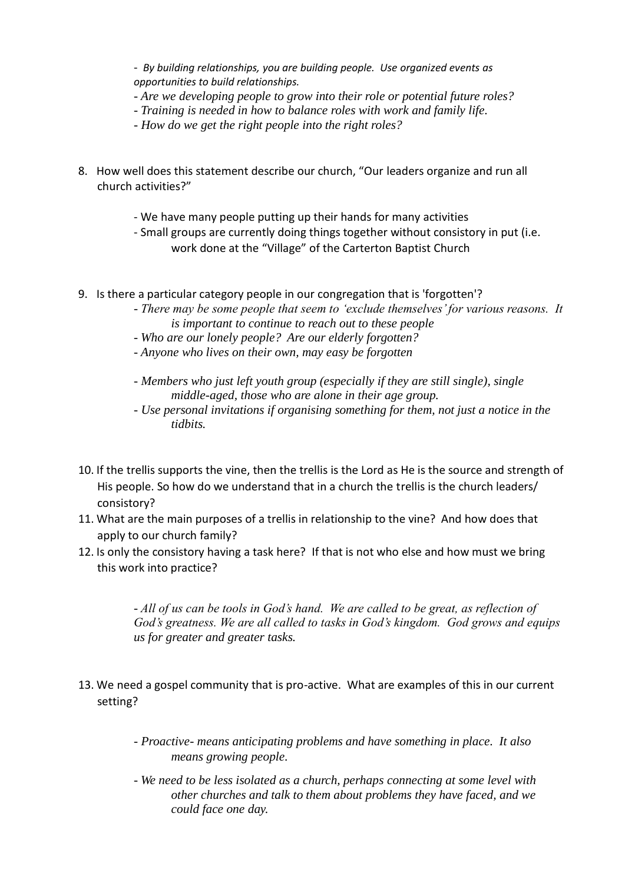- *By building relationships, you are building people. Use organized events as opportunities to build relationships.*
- *Are we developing people to grow into their role or potential future roles?*
- *Training is needed in how to balance roles with work and family life.*
- *How do we get the right people into the right roles?*

8. How well does this statement describe our church, "Our leaders organize and run all church activities?"

    - We have many people putting up their hands for many activities
    - Small groups are currently doing things together without consistory in put (i.e. work done at the "Village" of the Carterton Baptist Church

9. Is there a particular category people in our congregation that is 'forgotten'?

    - *There may be some people that seem to 'exclude themselves' for various reasons. It is important to continue to reach out to these people*
    - *Who are our lonely people? Are our elderly forgotten?*
    - *Anyone who lives on their own, may easy be forgotten*

    - *Members who just left youth group (especially if they are still single), single middle-aged, those who are alone in their age group.*
    - *Use personal invitations if organising something for them, not just a notice in the tidbits.*

10. If the trellis supports the vine, then the trellis is the Lord as He is the source and strength of His people. So how do we understand that in a church the trellis is the church leaders/ consistory?
11. What are the main purposes of a trellis in relationship to the vine? And how does that apply to our church family?
12. Is only the consistory having a task here? If that is not who else and how must we bring this work into practice?

    - *All of us can be tools in God's hand. We are called to be great, as reflection of God's greatness. We are all called to tasks in God's kingdom. God grows and equips us for greater and greater tasks.*

13. We need a gospel community that is pro-active. What are examples of this in our current setting?

    - *Proactive- means anticipating problems and have something in place. It also means growing people.*

    - *We need to be less isolated as a church, perhaps connecting at some level with other churches and talk to them about problems they have faced, and we could face one day.*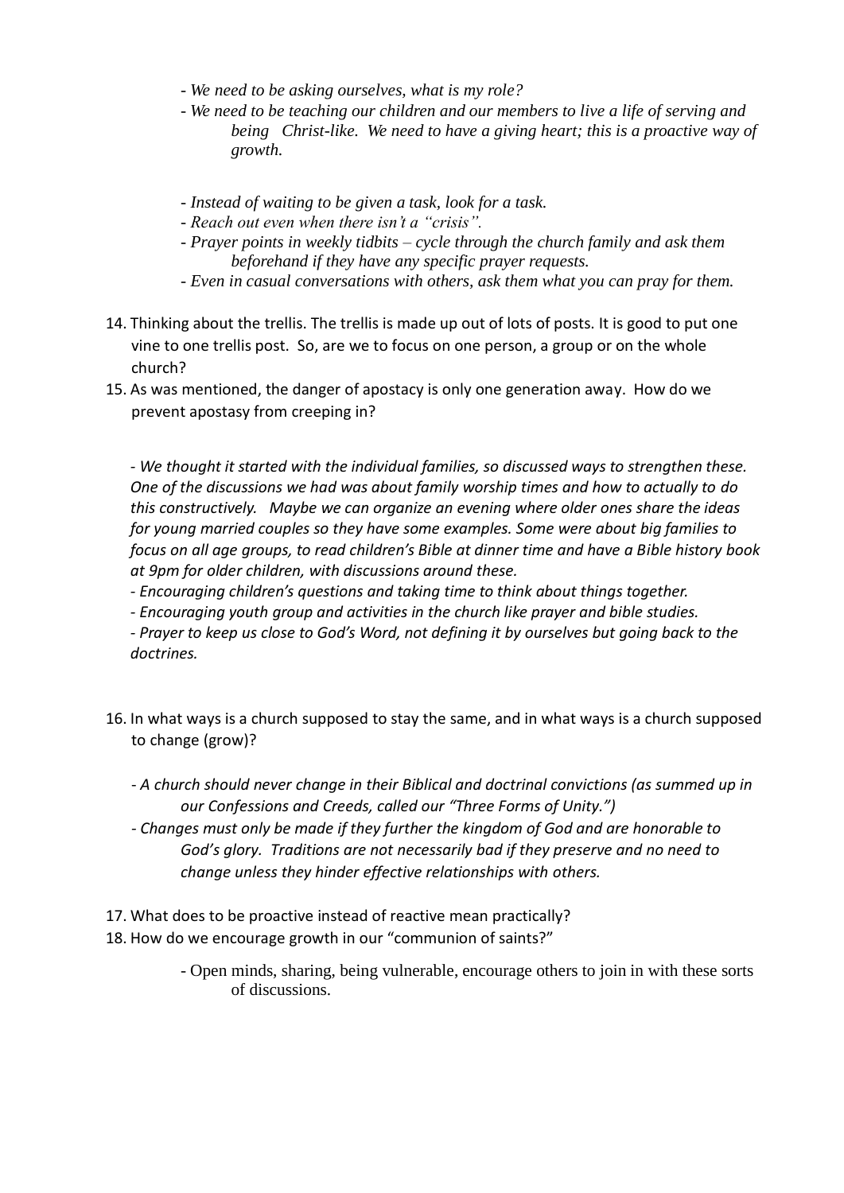- *We need to be asking ourselves, what is my role?*
- *We need to be teaching our children and our members to live a life of serving and being Christ-like. We need to have a giving heart; this is a proactive way of growth.*

- *Instead of waiting to be given a task, look for a task.*
- *Reach out even when there isn't a "crisis".*
- *Prayer points in weekly tidbits – cycle through the church family and ask them beforehand if they have any specific prayer requests.*
- *Even in casual conversations with others, ask them what you can pray for them.*

14. Thinking about the trellis. The trellis is made up out of lots of posts. It is good to put one vine to one trellis post. So, are we to focus on one person, a group or on the whole church?
15. As was mentioned, the danger of apostacy is only one generation away. How do we prevent apostasy from creeping in?

    - *We thought it started with the individual families, so discussed ways to strengthen these. One of the discussions we had was about family worship times and how to actually to do this constructively. Maybe we can organize an evening where older ones share the ideas for young married couples so they have some examples. Some were about big families to focus on all age groups, to read children's Bible at dinner time and have a Bible history book at 9pm for older children, with discussions around these.*
    - *Encouraging children's questions and taking time to think about things together.*
    - *Encouraging youth group and activities in the church like prayer and bible studies.*
    - *Prayer to keep us close to God's Word, not defining it by ourselves but going back to the doctrines.*

16. In what ways is a church supposed to stay the same, and in what ways is a church supposed to change (grow)?

    - *A church should never change in their Biblical and doctrinal convictions (as summed up in our Confessions and Creeds, called our "Three Forms of Unity.")*
    - *Changes must only be made if they further the kingdom of God and are honorable to God's glory. Traditions are not necessarily bad if they preserve and no need to change unless they hinder effective relationships with others.*

17. What does to be proactive instead of reactive mean practically?
18. How do we encourage growth in our "communion of saints?"

    - Open minds, sharing, being vulnerable, encourage others to join in with these sorts of discussions.